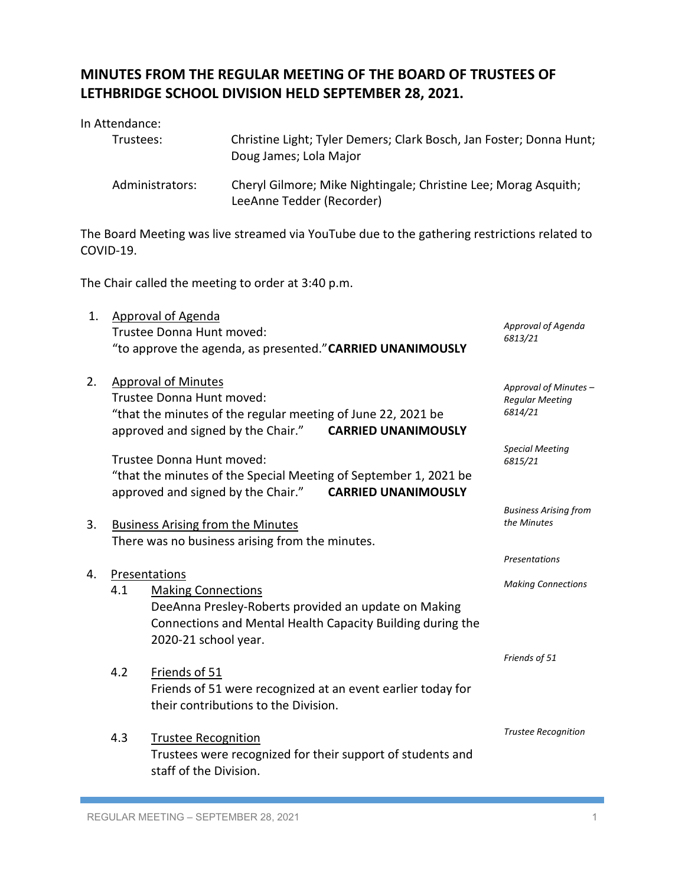# MINUTES FROM THE REGULAR MEETING OF THE BOARD OF TRUSTEES OF LETHBRIDGE SCHOOL DIVISION HELD SEPTEMBER 28, 2021.

In Attendance:

Trustees: Christine Light; Tyler Demers; Clark Bosch, Jan Foster; Donna Hunt; Doug James; Lola Major

Administrators: Cheryl Gilmore; Mike Nightingale; Christine Lee; Morag Asquith; LeeAnne Tedder (Recorder)

The Board Meeting was live streamed via YouTube due to the gathering restrictions related to COVID-19.

The Chair called the meeting to order at 3:40 p.m.

1. Approval of Agenda

   *Approval of Agenda 6813/21*

   Trustee Donna Hunt moved:
   "to approve the agenda, as presented." **CARRIED UNANIMOUSLY**

2. Approval of Minutes

   *Approval of Minutes – Regular Meeting 6814/21*

   Trustee Donna Hunt moved:
   "that the minutes of the regular meeting of June 22, 2021 be approved and signed by the Chair." **CARRIED UNANIMOUSLY**

   *Special Meeting 6815/21*

   Trustee Donna Hunt moved:
   "that the minutes of the Special Meeting of September 1, 2021 be approved and signed by the Chair." **CARRIED UNANIMOUSLY**

3. Business Arising from the Minutes

   *Business Arising from the Minutes*

   There was no business arising from the minutes.

4. Presentations

   *Presentations*

   4.1 Making Connections

   *Making Connections*

   DeeAnna Presley-Roberts provided an update on Making Connections and Mental Health Capacity Building during the 2020-21 school year.

   4.2 Friends of 51

   *Friends of 51*

   Friends of 51 were recognized at an event earlier today for their contributions to the Division.

   4.3 Trustee Recognition

   *Trustee Recognition*

   Trustees were recognized for their support of students and staff of the Division.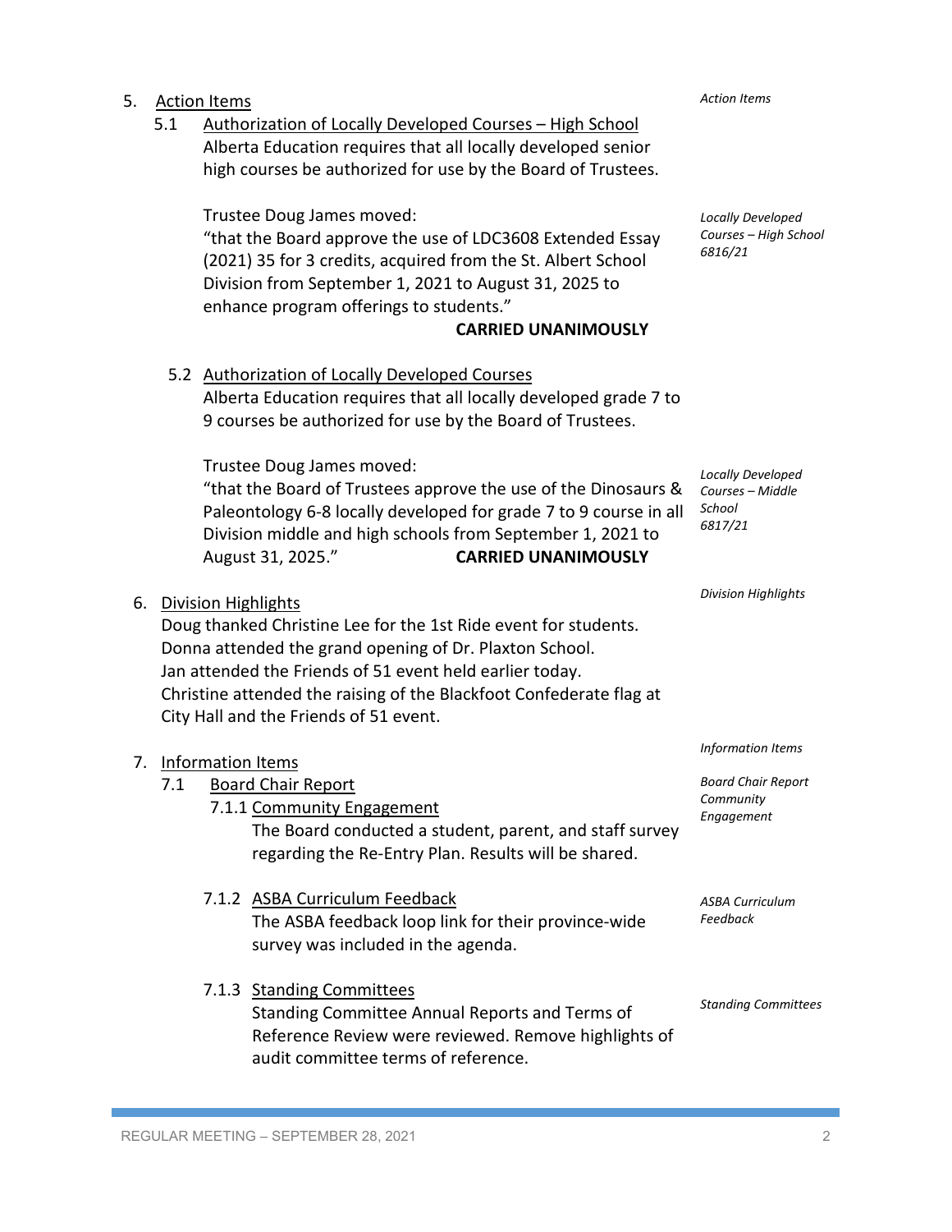5. Action Items

*Action Items*

5.1 Authorization of Locally Developed Courses – High School

Alberta Education requires that all locally developed senior high courses be authorized for use by the Board of Trustees.

*Locally Developed Courses – High School 6816/21*

Trustee Doug James moved:
"that the Board approve the use of LDC3608 Extended Essay (2021) 35 for 3 credits, acquired from the St. Albert School Division from September 1, 2021 to August 31, 2025 to enhance program offerings to students."

**CARRIED UNANIMOUSLY**

5.2 Authorization of Locally Developed Courses

Alberta Education requires that all locally developed grade 7 to 9 courses be authorized for use by the Board of Trustees.

*Locally Developed Courses – Middle School 6817/21*

Trustee Doug James moved:
"that the Board of Trustees approve the use of the Dinosaurs & Paleontology 6-8 locally developed for grade 7 to 9 course in all Division middle and high schools from September 1, 2021 to August 31, 2025."

**CARRIED UNANIMOUSLY**

6. Division Highlights

*Division Highlights*

Doug thanked Christine Lee for the 1st Ride event for students.
Donna attended the grand opening of Dr. Plaxton School.
Jan attended the Friends of 51 event held earlier today.
Christine attended the raising of the Blackfoot Confederate flag at City Hall and the Friends of 51 event.

7. Information Items

*Information Items*

7.1 Board Chair Report

*Board Chair Report*

7.1.1 Community Engagement

*Community Engagement*

The Board conducted a student, parent, and staff survey regarding the Re-Entry Plan. Results will be shared.

7.1.2 ASBA Curriculum Feedback

*ASBA Curriculum Feedback*

The ASBA feedback loop link for their province-wide survey was included in the agenda.

7.1.3 Standing Committees

*Standing Committees*

Standing Committee Annual Reports and Terms of Reference Review were reviewed. Remove highlights of audit committee terms of reference.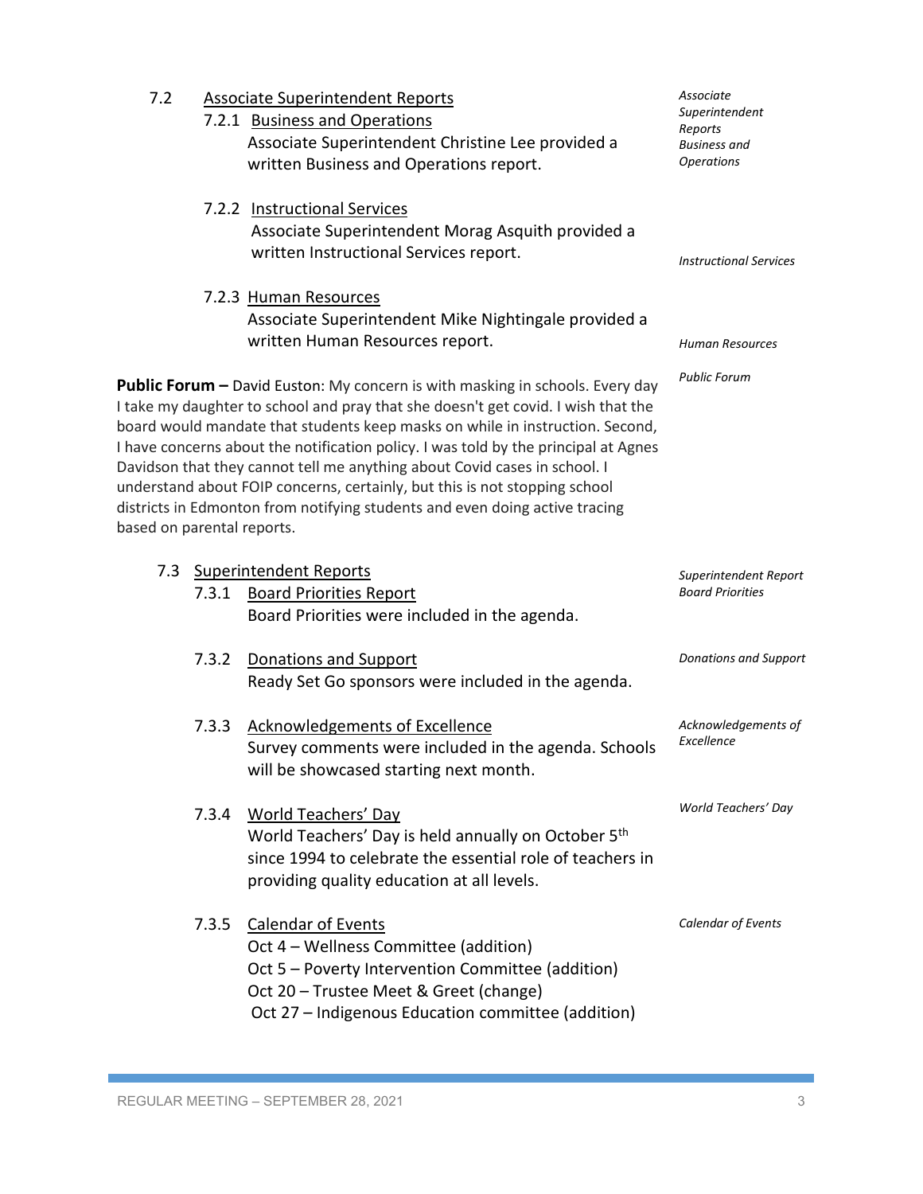7.2 Associate Superintendent Reports

*Associate Superintendent Reports Business and Operations*

7.2.1 Business and Operations

Associate Superintendent Christine Lee provided a written Business and Operations report.

*Instructional Services*

7.2.2 Instructional Services

Associate Superintendent Morag Asquith provided a written Instructional Services report.

*Human Resources*

7.2.3 Human Resources

Associate Superintendent Mike Nightingale provided a written Human Resources report.

*Public Forum*

**Public Forum –** David Euston: My concern is with masking in schools. Every day I take my daughter to school and pray that she doesn't get covid. I wish that the board would mandate that students keep masks on while in instruction. Second, I have concerns about the notification policy. I was told by the principal at Agnes Davidson that they cannot tell me anything about Covid cases in school. I understand about FOIP concerns, certainly, but this is not stopping school districts in Edmonton from notifying students and even doing active tracing based on parental reports.

7.3 Superintendent Reports

*Superintendent Report Board Priorities*

7.3.1 Board Priorities Report

Board Priorities were included in the agenda.

*Donations and Support*

7.3.2 Donations and Support

Ready Set Go sponsors were included in the agenda.

*Acknowledgements of Excellence*

7.3.3 Acknowledgements of Excellence

Survey comments were included in the agenda. Schools will be showcased starting next month.

*World Teachers' Day*

7.3.4 World Teachers' Day

World Teachers' Day is held annually on October 5th since 1994 to celebrate the essential role of teachers in providing quality education at all levels.

*Calendar of Events*

7.3.5 Calendar of Events

Oct 4 – Wellness Committee (addition)
Oct 5 – Poverty Intervention Committee (addition)
Oct 20 – Trustee Meet & Greet (change)
Oct 27 – Indigenous Education committee (addition)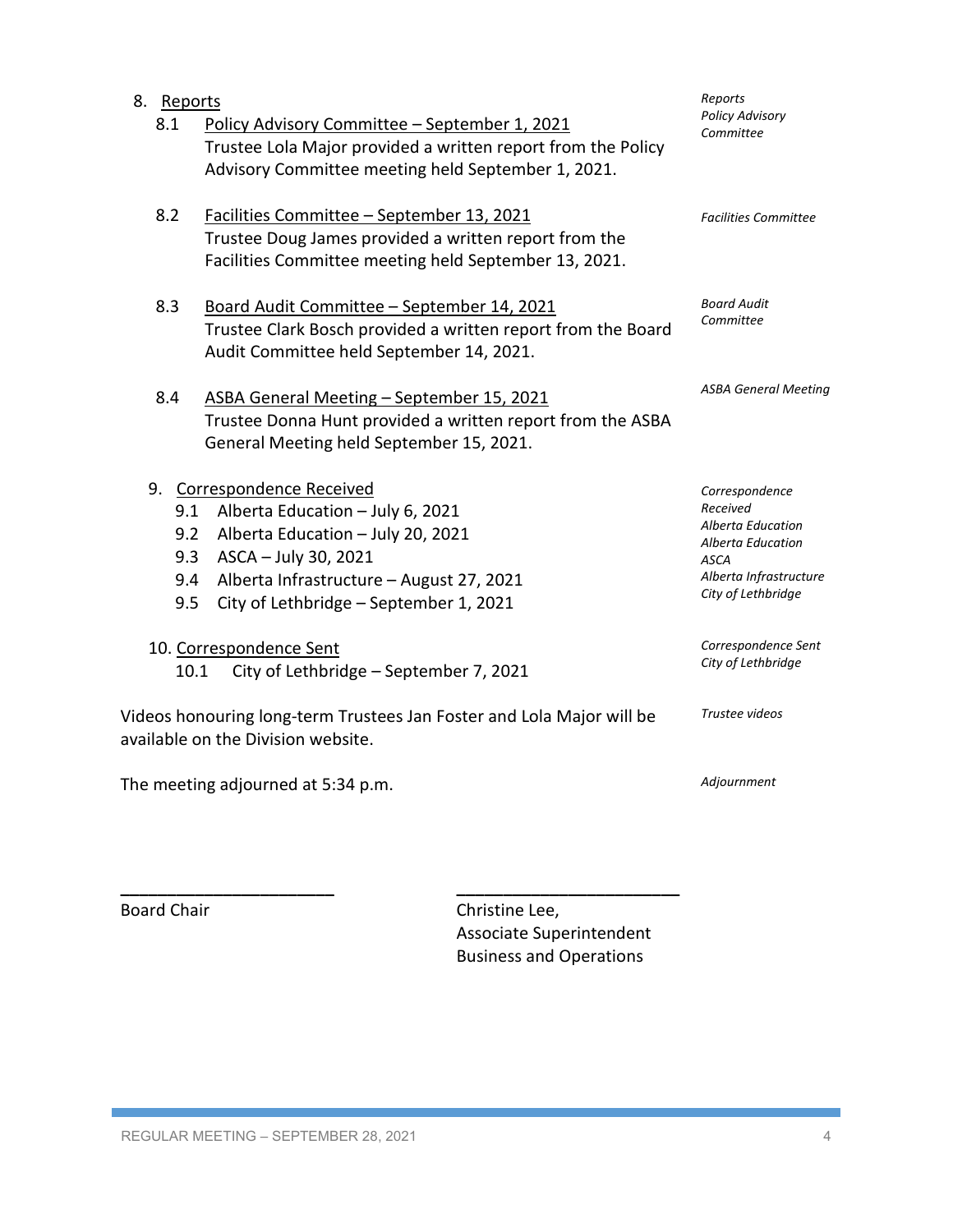8. Reports

*Reports*
*Policy Advisory Committee*

8.1 Policy Advisory Committee – September 1, 2021
Trustee Lola Major provided a written report from the Policy Advisory Committee meeting held September 1, 2021.

*Facilities Committee*

8.2 Facilities Committee – September 13, 2021
Trustee Doug James provided a written report from the Facilities Committee meeting held September 13, 2021.

*Board Audit Committee*

8.3 Board Audit Committee – September 14, 2021
Trustee Clark Bosch provided a written report from the Board Audit Committee held September 14, 2021.

*ASBA General Meeting*

8.4 ASBA General Meeting – September 15, 2021
Trustee Donna Hunt provided a written report from the ASBA General Meeting held September 15, 2021.

*Correspondence Received*
*Alberta Education*
*Alberta Education*
*ASCA*
*Alberta Infrastructure*
*City of Lethbridge*

9. Correspondence Received
   - 9.1 Alberta Education – July 6, 2021
   - 9.2 Alberta Education – July 20, 2021
   - 9.3 ASCA – July 30, 2021
   - 9.4 Alberta Infrastructure – August 27, 2021
   - 9.5 City of Lethbridge – September 1, 2021

*Correspondence Sent*
*City of Lethbridge*

10. Correspondence Sent
   - 10.1 City of Lethbridge – September 7, 2021

*Trustee videos*

Videos honouring long-term Trustees Jan Foster and Lola Major will be available on the Division website.

*Adjournment*

The meeting adjourned at 5:34 p.m.

______________________
Board Chair

______________________
Christine Lee,
Associate Superintendent
Business and Operations